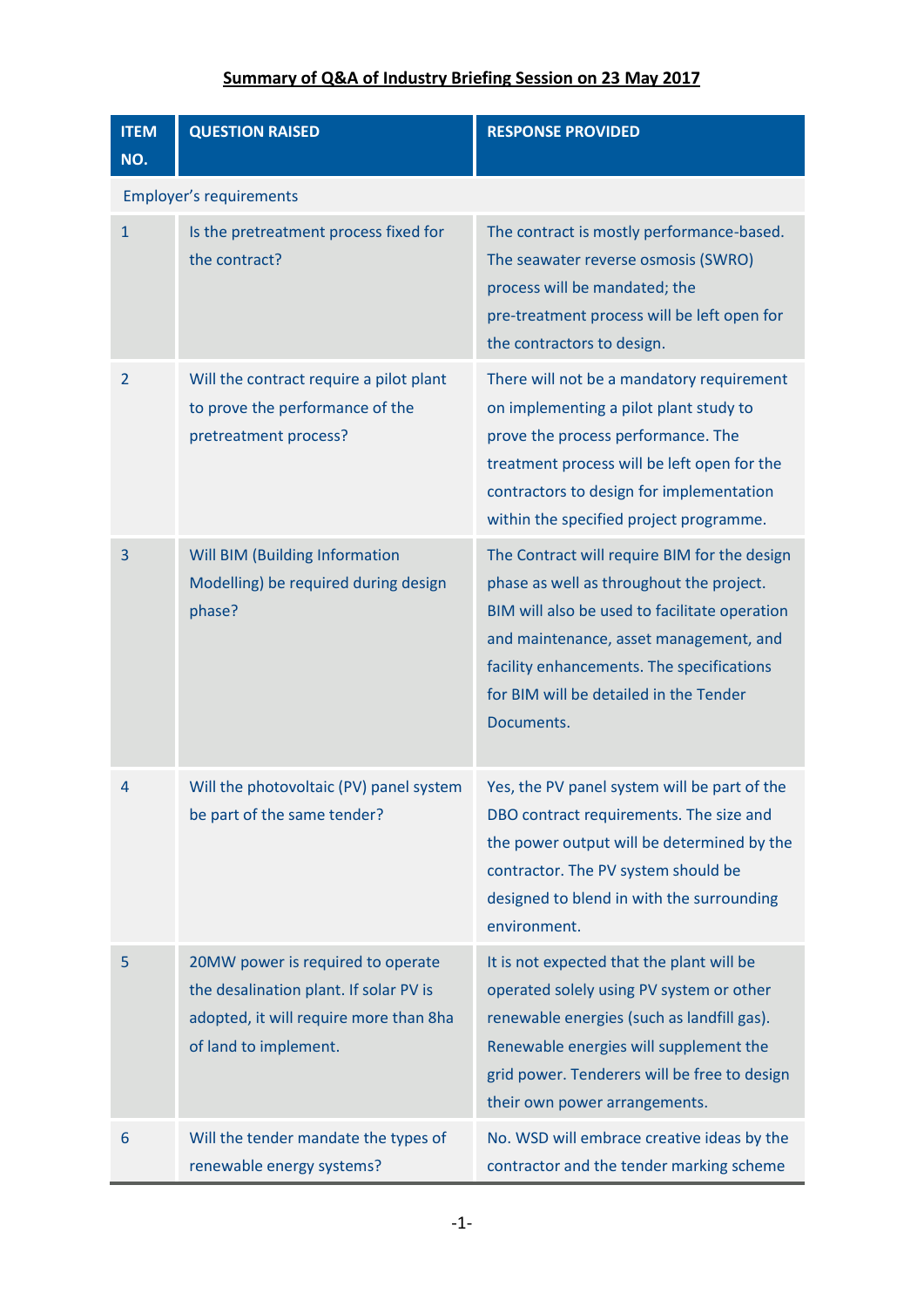**Summary of Q&A of Industry Briefing Session on 23 May 2017**

| ITEM NO. | QUESTION RAISED | RESPONSE PROVIDED |
|---|---|---|
| Employer's requirements | | |
| 1 | Is the pretreatment process fixed for the contract? | The contract is mostly performance-based. The seawater reverse osmosis (SWRO) process will be mandated; the pre-treatment process will be left open for the contractors to design. |
| 2 | Will the contract require a pilot plant to prove the performance of the pretreatment process? | There will not be a mandatory requirement on implementing a pilot plant study to prove the process performance. The treatment process will be left open for the contractors to design for implementation within the specified project programme. |
| 3 | Will BIM (Building Information Modelling) be required during design phase? | The Contract will require BIM for the design phase as well as throughout the project. BIM will also be used to facilitate operation and maintenance, asset management, and facility enhancements. The specifications for BIM will be detailed in the Tender Documents. |
| 4 | Will the photovoltaic (PV) panel system be part of the same tender? | Yes, the PV panel system will be part of the DBO contract requirements. The size and the power output will be determined by the contractor. The PV system should be designed to blend in with the surrounding environment. |
| 5 | 20MW power is required to operate the desalination plant. If solar PV is adopted, it will require more than 8ha of land to implement. | It is not expected that the plant will be operated solely using PV system or other renewable energies (such as landfill gas). Renewable energies will supplement the grid power. Tenderers will be free to design their own power arrangements. |
| 6 | Will the tender mandate the types of renewable energy systems? | No. WSD will embrace creative ideas by the contractor and the tender marking scheme |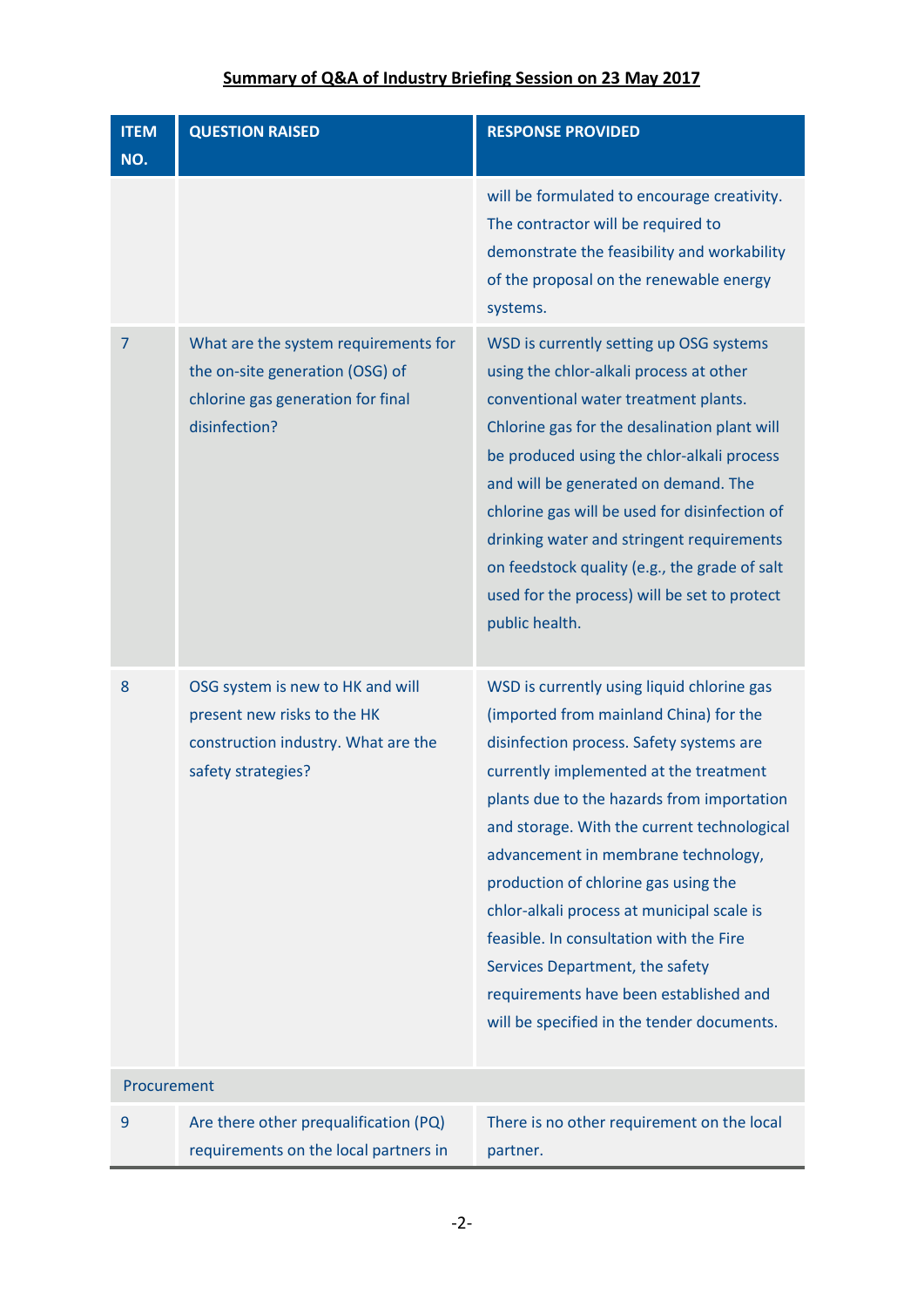## Summary of Q&A of Industry Briefing Session on 23 May 2017

| ITEM NO. | QUESTION RAISED | RESPONSE PROVIDED |
|---|---|---|
| | | will be formulated to encourage creativity. The contractor will be required to demonstrate the feasibility and workability of the proposal on the renewable energy systems. |
| 7 | What are the system requirements for the on-site generation (OSG) of chlorine gas generation for final disinfection? | WSD is currently setting up OSG systems using the chlor-alkali process at other conventional water treatment plants. Chlorine gas for the desalination plant will be produced using the chlor-alkali process and will be generated on demand. The chlorine gas will be used for disinfection of drinking water and stringent requirements on feedstock quality (e.g., the grade of salt used for the process) will be set to protect public health. |
| 8 | OSG system is new to HK and will present new risks to the HK construction industry. What are the safety strategies? | WSD is currently using liquid chlorine gas (imported from mainland China) for the disinfection process. Safety systems are currently implemented at the treatment plants due to the hazards from importation and storage. With the current technological advancement in membrane technology, production of chlorine gas using the chlor-alkali process at municipal scale is feasible. In consultation with the Fire Services Department, the safety requirements have been established and will be specified in the tender documents. |
| Procurement | | |
| 9 | Are there other prequalification (PQ) requirements on the local partners in | There is no other requirement on the local partner. |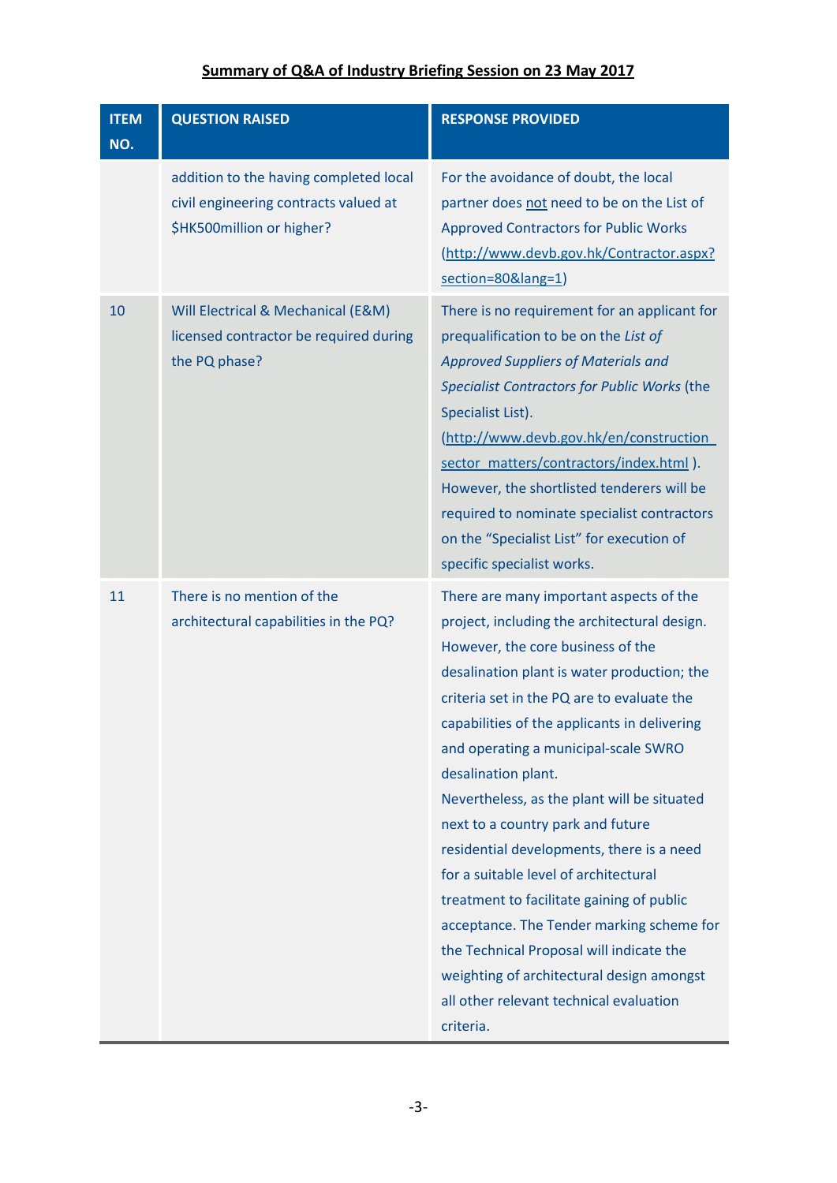**Summary of Q&A of Industry Briefing Session on 23 May 2017**

| ITEM NO. | QUESTION RAISED | RESPONSE PROVIDED |
| --- | --- | --- |
| | addition to the having completed local civil engineering contracts valued at $HK500million or higher? | For the avoidance of doubt, the local partner does not need to be on the List of Approved Contractors for Public Works (http://www.devb.gov.hk/Contractor.aspx?section=80&lang=1) |
| 10 | Will Electrical & Mechanical (E&M) licensed contractor be required during the PQ phase? | There is no requirement for an applicant for prequalification to be on the *List of Approved Suppliers of Materials and Specialist Contractors for Public Works* (the Specialist List). (http://www.devb.gov.hk/en/construction_sector_matters/contractors/index.html ). However, the shortlisted tenderers will be required to nominate specialist contractors on the "Specialist List" for execution of specific specialist works. |
| 11 | There is no mention of the architectural capabilities in the PQ? | There are many important aspects of the project, including the architectural design. However, the core business of the desalination plant is water production; the criteria set in the PQ are to evaluate the capabilities of the applicants in delivering and operating a municipal-scale SWRO desalination plant.<br>Nevertheless, as the plant will be situated next to a country park and future residential developments, there is a need for a suitable level of architectural treatment to facilitate gaining of public acceptance. The Tender marking scheme for the Technical Proposal will indicate the weighting of architectural design amongst all other relevant technical evaluation criteria. |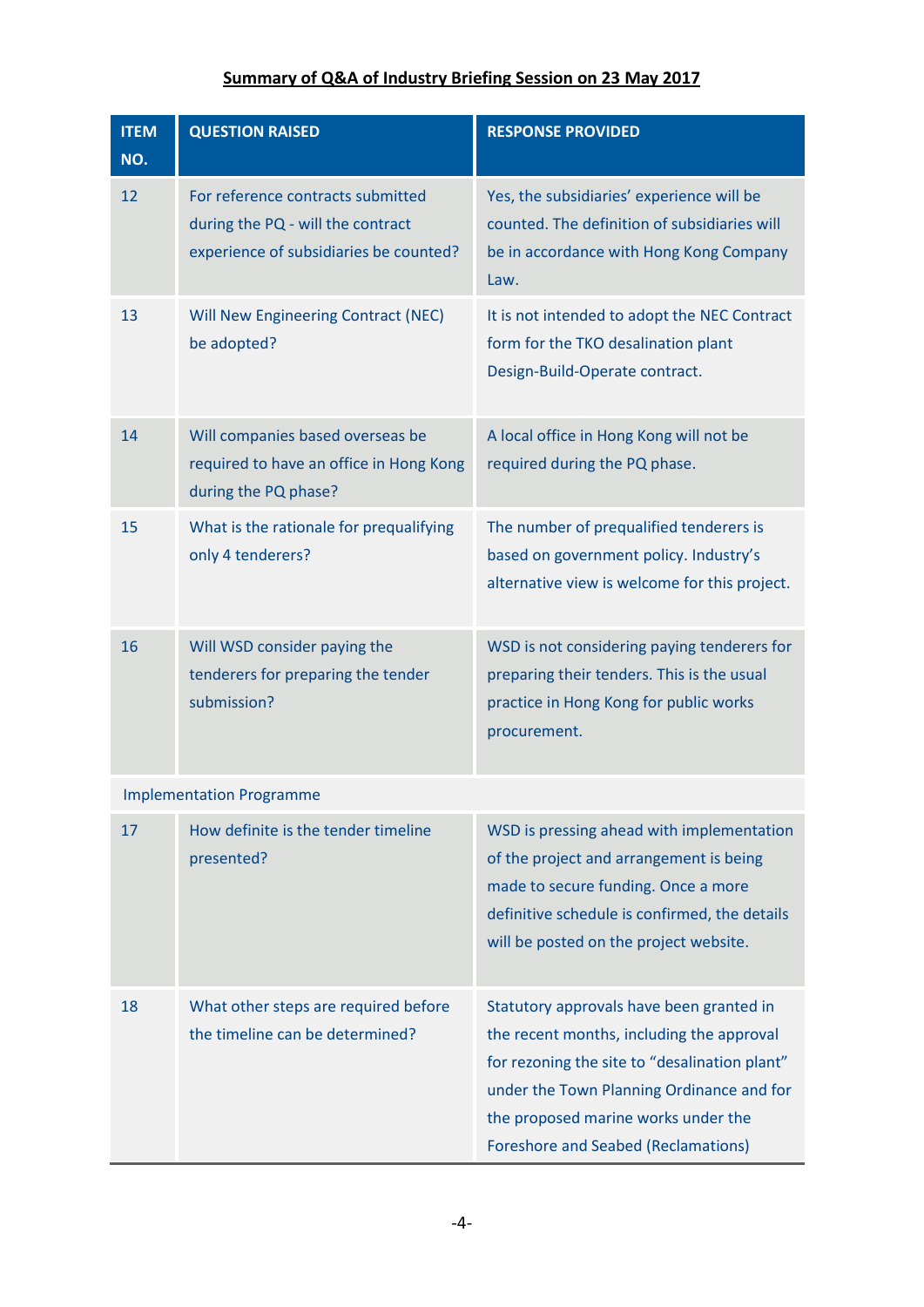## Summary of Q&A of Industry Briefing Session on 23 May 2017

| ITEM NO. | QUESTION RAISED | RESPONSE PROVIDED |
|---|---|---|
| 12 | For reference contracts submitted during the PQ - will the contract experience of subsidiaries be counted? | Yes, the subsidiaries' experience will be counted. The definition of subsidiaries will be in accordance with Hong Kong Company Law. |
| 13 | Will New Engineering Contract (NEC) be adopted? | It is not intended to adopt the NEC Contract form for the TKO desalination plant Design-Build-Operate contract. |
| 14 | Will companies based overseas be required to have an office in Hong Kong during the PQ phase? | A local office in Hong Kong will not be required during the PQ phase. |
| 15 | What is the rationale for prequalifying only 4 tenderers? | The number of prequalified tenderers is based on government policy. Industry's alternative view is welcome for this project. |
| 16 | Will WSD consider paying the tenderers for preparing the tender submission? | WSD is not considering paying tenderers for preparing their tenders. This is the usual practice in Hong Kong for public works procurement. |
| Implementation Programme | | |
| 17 | How definite is the tender timeline presented? | WSD is pressing ahead with implementation of the project and arrangement is being made to secure funding. Once a more definitive schedule is confirmed, the details will be posted on the project website. |
| 18 | What other steps are required before the timeline can be determined? | Statutory approvals have been granted in the recent months, including the approval for rezoning the site to "desalination plant" under the Town Planning Ordinance and for the proposed marine works under the Foreshore and Seabed (Reclamations) |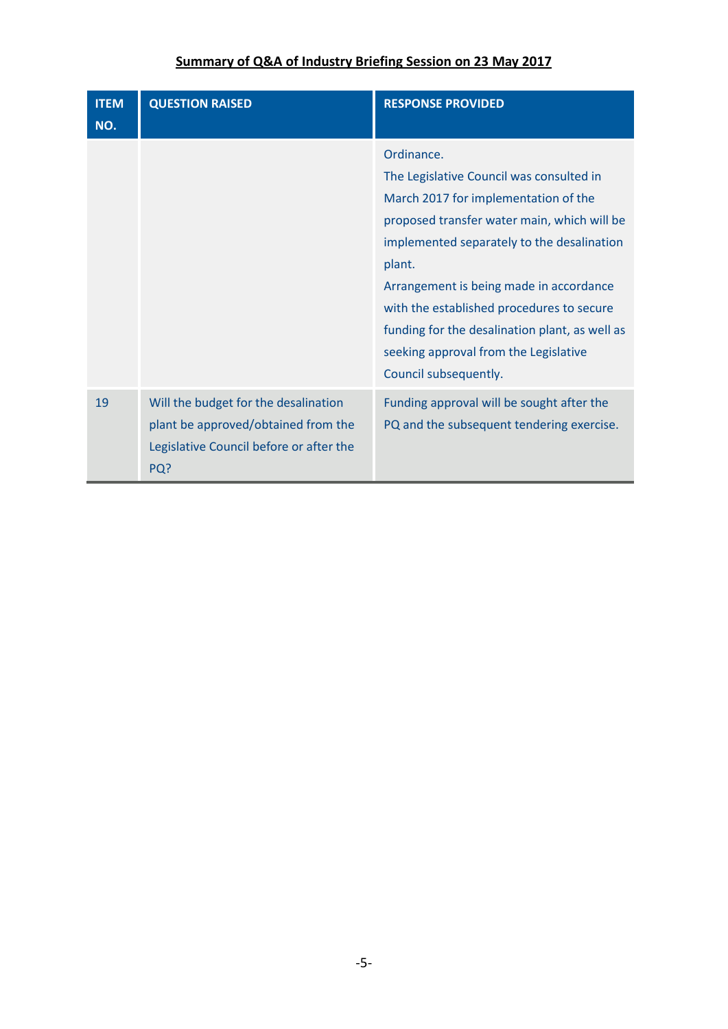## Summary of Q&A of Industry Briefing Session on 23 May 2017

| ITEM NO. | QUESTION RAISED | RESPONSE PROVIDED |
|---|---|---|
| | | Ordinance.<br>The Legislative Council was consulted in March 2017 for implementation of the proposed transfer water main, which will be implemented separately to the desalination plant.<br>Arrangement is being made in accordance with the established procedures to secure funding for the desalination plant, as well as seeking approval from the Legislative Council subsequently. |
| 19 | Will the budget for the desalination plant be approved/obtained from the Legislative Council before or after the PQ? | Funding approval will be sought after the PQ and the subsequent tendering exercise. |